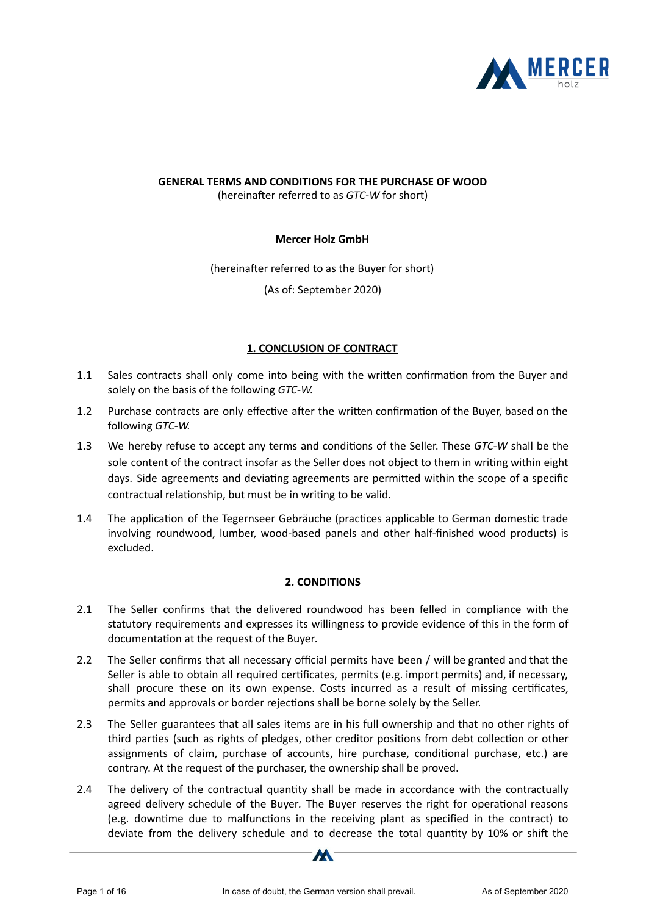**GENERAL TERMS AND CONDITIONS FOR THE PURCHASE OF WOOD**
(hereinafter referred to as *GTC-W* for short)

**Mercer Holz GmbH**

(hereinafter referred to as the Buyer for short)

(As of: September 2020)

## 1. CONCLUSION OF CONTRACT

1.1 Sales contracts shall only come into being with the written confirmation from the Buyer and solely on the basis of the following *GTC-W.*

1.2 Purchase contracts are only effective after the written confirmation of the Buyer, based on the following *GTC-W.*

1.3 We hereby refuse to accept any terms and conditions of the Seller. These *GTC-W* shall be the sole content of the contract insofar as the Seller does not object to them in writing within eight days. Side agreements and deviating agreements are permitted within the scope of a specific contractual relationship, but must be in writing to be valid.

1.4 The application of the Tegernseer Gebräuche (practices applicable to German domestic trade involving roundwood, lumber, wood-based panels and other half-finished wood products) is excluded.

## 2. CONDITIONS

2.1 The Seller confirms that the delivered roundwood has been felled in compliance with the statutory requirements and expresses its willingness to provide evidence of this in the form of documentation at the request of the Buyer.

2.2 The Seller confirms that all necessary official permits have been / will be granted and that the Seller is able to obtain all required certificates, permits (e.g. import permits) and, if necessary, shall procure these on its own expense. Costs incurred as a result of missing certificates, permits and approvals or border rejections shall be borne solely by the Seller.

2.3 The Seller guarantees that all sales items are in his full ownership and that no other rights of third parties (such as rights of pledges, other creditor positions from debt collection or other assignments of claim, purchase of accounts, hire purchase, conditional purchase, etc.) are contrary. At the request of the purchaser, the ownership shall be proved.

2.4 The delivery of the contractual quantity shall be made in accordance with the contractually agreed delivery schedule of the Buyer. The Buyer reserves the right for operational reasons (e.g. downtime due to malfunctions in the receiving plant as specified in the contract) to deviate from the delivery schedule and to decrease the total quantity by 10% or shift the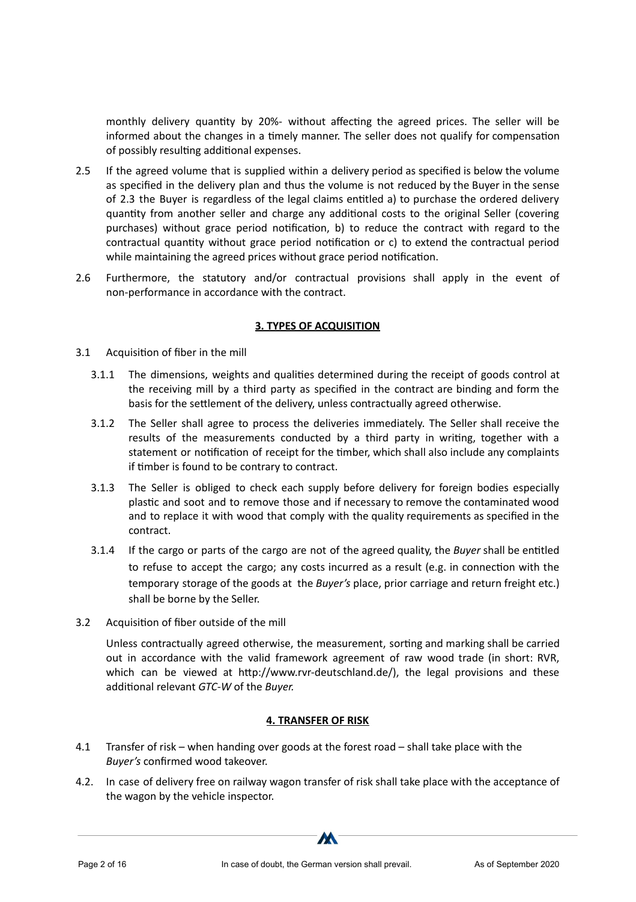monthly delivery quantity by 20%- without affecting the agreed prices. The seller will be informed about the changes in a timely manner. The seller does not qualify for compensation of possibly resulting additional expenses.

2.5 If the agreed volume that is supplied within a delivery period as specified is below the volume as specified in the delivery plan and thus the volume is not reduced by the Buyer in the sense of 2.3 the Buyer is regardless of the legal claims entitled a) to purchase the ordered delivery quantity from another seller and charge any additional costs to the original Seller (covering purchases) without grace period notification, b) to reduce the contract with regard to the contractual quantity without grace period notification or c) to extend the contractual period while maintaining the agreed prices without grace period notification.

2.6 Furthermore, the statutory and/or contractual provisions shall apply in the event of non-performance in accordance with the contract.

## 3. TYPES OF ACQUISITION

3.1 Acquisition of fiber in the mill

3.1.1 The dimensions, weights and qualities determined during the receipt of goods control at the receiving mill by a third party as specified in the contract are binding and form the basis for the settlement of the delivery, unless contractually agreed otherwise.

3.1.2 The Seller shall agree to process the deliveries immediately. The Seller shall receive the results of the measurements conducted by a third party in writing, together with a statement or notification of receipt for the timber, which shall also include any complaints if timber is found to be contrary to contract.

3.1.3 The Seller is obliged to check each supply before delivery for foreign bodies especially plastic and soot and to remove those and if necessary to remove the contaminated wood and to replace it with wood that comply with the quality requirements as specified in the contract.

3.1.4 If the cargo or parts of the cargo are not of the agreed quality, the *Buyer* shall be entitled to refuse to accept the cargo; any costs incurred as a result (e.g. in connection with the temporary storage of the goods at the *Buyer's* place, prior carriage and return freight etc.) shall be borne by the Seller.

3.2 Acquisition of fiber outside of the mill

Unless contractually agreed otherwise, the measurement, sorting and marking shall be carried out in accordance with the valid framework agreement of raw wood trade (in short: RVR, which can be viewed at http://www.rvr-deutschland.de/), the legal provisions and these additional relevant *GTC-W* of the *Buyer.*

## 4. TRANSFER OF RISK

4.1 Transfer of risk – when handing over goods at the forest road – shall take place with the *Buyer's* confirmed wood takeover.

4.2. In case of delivery free on railway wagon transfer of risk shall take place with the acceptance of the wagon by the vehicle inspector.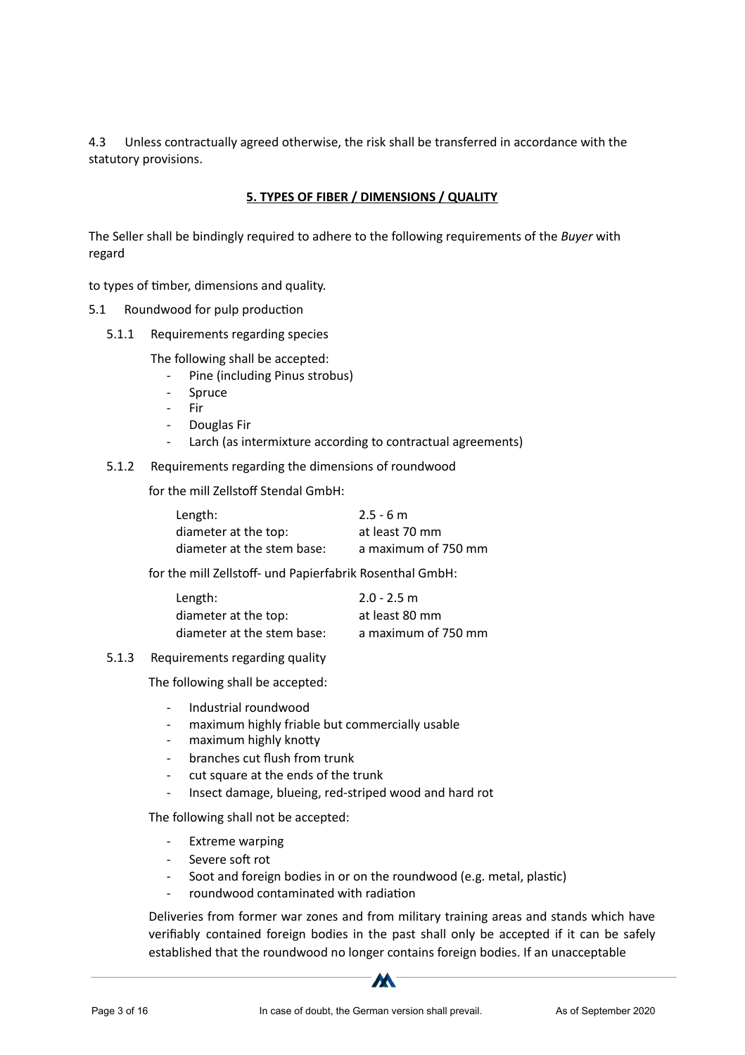4.3 Unless contractually agreed otherwise, the risk shall be transferred in accordance with the statutory provisions.

## 5. TYPES OF FIBER / DIMENSIONS / QUALITY

The Seller shall be bindingly required to adhere to the following requirements of the *Buyer* with regard

to types of timber, dimensions and quality.

5.1 Roundwood for pulp production

5.1.1 Requirements regarding species

The following shall be accepted:

- Pine (including Pinus strobus)
- Spruce
- Fir
- Douglas Fir
- Larch (as intermixture according to contractual agreements)

5.1.2 Requirements regarding the dimensions of roundwood

for the mill Zellstoff Stendal GmbH:

| | |
|---|---|
| Length: | 2.5 - 6 m |
| diameter at the top: | at least 70 mm |
| diameter at the stem base: | a maximum of 750 mm |

for the mill Zellstoff- und Papierfabrik Rosenthal GmbH:

| | |
|---|---|
| Length: | 2.0 - 2.5 m |
| diameter at the top: | at least 80 mm |
| diameter at the stem base: | a maximum of 750 mm |

5.1.3 Requirements regarding quality

The following shall be accepted:

- Industrial roundwood
- maximum highly friable but commercially usable
- maximum highly knotty
- branches cut flush from trunk
- cut square at the ends of the trunk
- Insect damage, blueing, red-striped wood and hard rot

The following shall not be accepted:

- Extreme warping
- Severe soft rot
- Soot and foreign bodies in or on the roundwood (e.g. metal, plastic)
- roundwood contaminated with radiation

Deliveries from former war zones and from military training areas and stands which have verifiably contained foreign bodies in the past shall only be accepted if it can be safely established that the roundwood no longer contains foreign bodies. If an unacceptable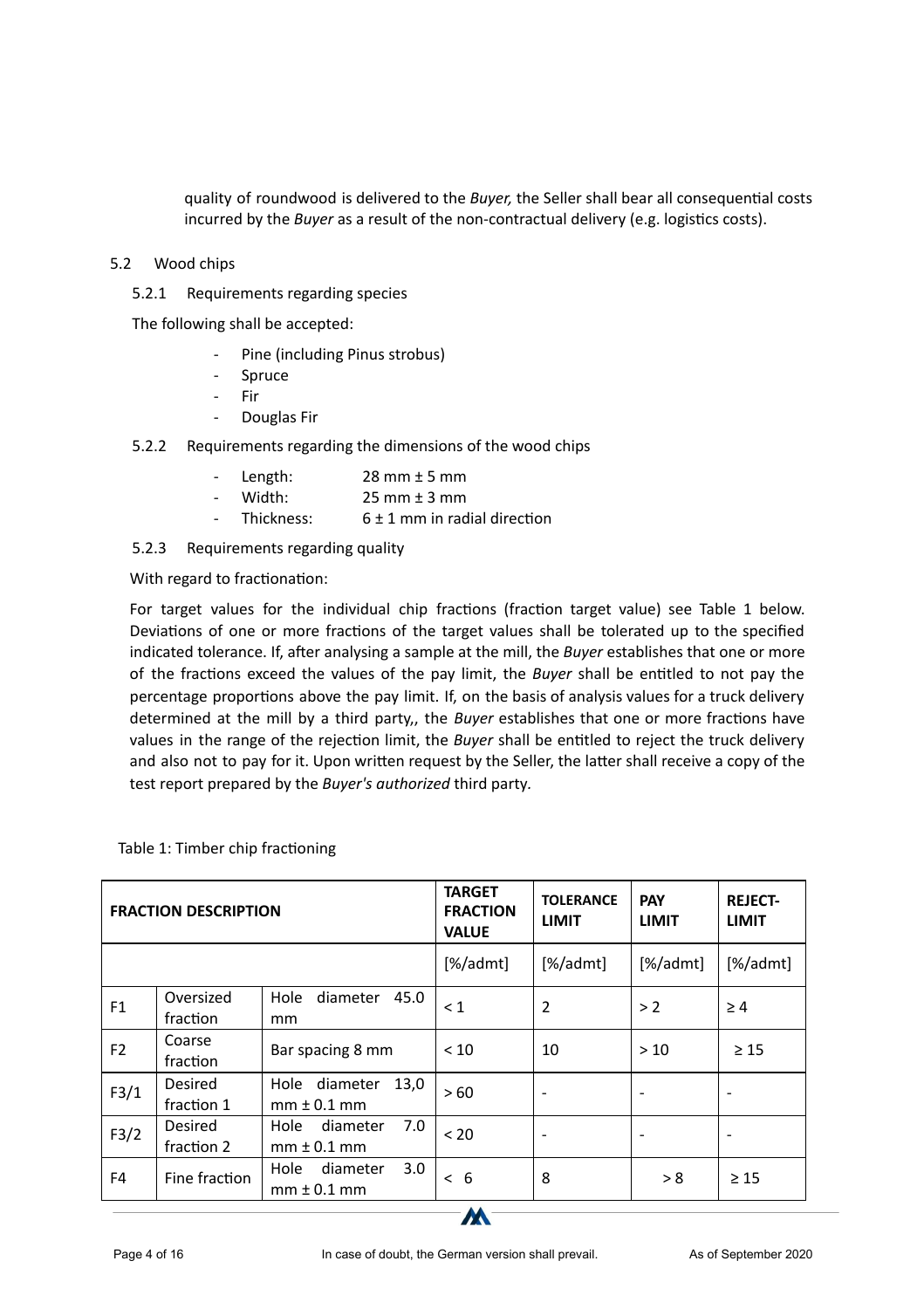quality of roundwood is delivered to the *Buyer,* the Seller shall bear all consequential costs incurred by the *Buyer* as a result of the non-contractual delivery (e.g. logistics costs).

## 5.2 Wood chips

### 5.2.1 Requirements regarding species

The following shall be accepted:

- Pine (including Pinus strobus)
- Spruce
- Fir
- Douglas Fir

### 5.2.2 Requirements regarding the dimensions of the wood chips

- Length: 28 mm ± 5 mm
- Width: 25 mm ± 3 mm
- Thickness: 6 ± 1 mm in radial direction

### 5.2.3 Requirements regarding quality

With regard to fractionation:

For target values for the individual chip fractions (fraction target value) see Table 1 below. Deviations of one or more fractions of the target values shall be tolerated up to the specified indicated tolerance. If, after analysing a sample at the mill, the *Buyer* establishes that one or more of the fractions exceed the values of the pay limit, the *Buyer* shall be entitled to not pay the percentage proportions above the pay limit. If, on the basis of analysis values for a truck delivery determined at the mill by a third party,, the *Buyer* establishes that one or more fractions have values in the range of the rejection limit, the *Buyer* shall be entitled to reject the truck delivery and also not to pay for it. Upon written request by the Seller, the latter shall receive a copy of the test report prepared by the *Buyer's authorized* third party.

Table 1: Timber chip fractioning

| **FRACTION DESCRIPTION** | | | **TARGET FRACTION VALUE** | **TOLERANCE LIMIT** | **PAY LIMIT** | **REJECT-LIMIT** |
|---|---|---|---|---|---|---|
| | | | [%/admt] | [%/admt] | [%/admt] | [%/admt] |
| F1 | Oversized fraction | Hole diameter 45.0 mm | < 1 | 2 | > 2 | ≥ 4 |
| F2 | Coarse fraction | Bar spacing 8 mm | < 10 | 10 | > 10 | ≥ 15 |
| F3/1 | Desired fraction 1 | Hole diameter 13,0 mm ± 0.1 mm | > 60 | - | - | - |
| F3/2 | Desired fraction 2 | Hole diameter 7.0 mm ± 0.1 mm | < 20 | - | - | - |
| F4 | Fine fraction | Hole diameter 3.0 mm ± 0.1 mm | < 6 | 8 | > 8 | ≥ 15 |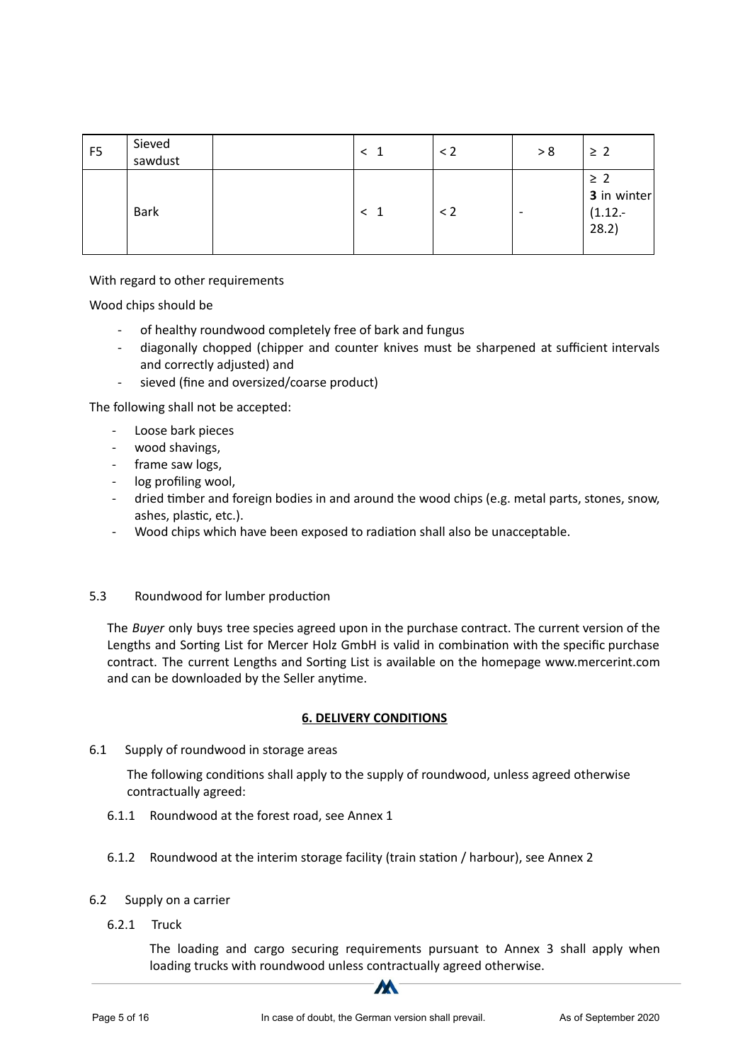| F5 | Sieved sawdust | | < 1 | < 2 | > 8 | ≥ 2 |
|---|---|---|---|---|---|---|
| | Bark | | < 1 | < 2 | - | ≥ 2<br>**3** in winter (1.12.-28.2) |

With regard to other requirements

Wood chips should be

- of healthy roundwood completely free of bark and fungus
- diagonally chopped (chipper and counter knives must be sharpened at sufficient intervals and correctly adjusted) and
- sieved (fine and oversized/coarse product)

The following shall not be accepted:

- Loose bark pieces
- wood shavings,
- frame saw logs,
- log profiling wool,
- dried timber and foreign bodies in and around the wood chips (e.g. metal parts, stones, snow, ashes, plastic, etc.).
- Wood chips which have been exposed to radiation shall also be unacceptable.

5.3 Roundwood for lumber production

The *Buyer* only buys tree species agreed upon in the purchase contract. The current version of the Lengths and Sorting List for Mercer Holz GmbH is valid in combination with the specific purchase contract. The current Lengths and Sorting List is available on the homepage www.mercerint.com and can be downloaded by the Seller anytime.

## 6. DELIVERY CONDITIONS

6.1 Supply of roundwood in storage areas

The following conditions shall apply to the supply of roundwood, unless agreed otherwise contractually agreed:

6.1.1 Roundwood at the forest road, see Annex 1

6.1.2 Roundwood at the interim storage facility (train station / harbour), see Annex 2

6.2 Supply on a carrier

6.2.1 Truck

The loading and cargo securing requirements pursuant to Annex 3 shall apply when loading trucks with roundwood unless contractually agreed otherwise.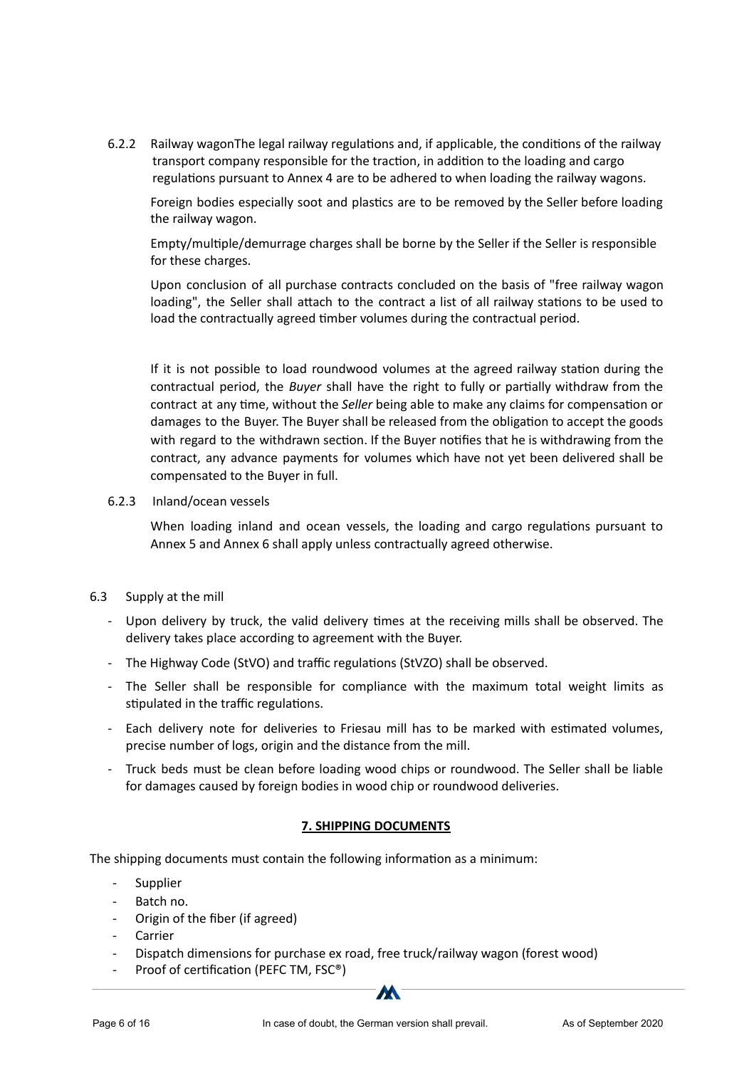6.2.2 Railway wagonThe legal railway regulations and, if applicable, the conditions of the railway transport company responsible for the traction, in addition to the loading and cargo regulations pursuant to Annex 4 are to be adhered to when loading the railway wagons.

Foreign bodies especially soot and plastics are to be removed by the Seller before loading the railway wagon.

Empty/multiple/demurrage charges shall be borne by the Seller if the Seller is responsible for these charges.

Upon conclusion of all purchase contracts concluded on the basis of "free railway wagon loading", the Seller shall attach to the contract a list of all railway stations to be used to load the contractually agreed timber volumes during the contractual period.

If it is not possible to load roundwood volumes at the agreed railway station during the contractual period, the *Buyer* shall have the right to fully or partially withdraw from the contract at any time, without the *Seller* being able to make any claims for compensation or damages to the Buyer. The Buyer shall be released from the obligation to accept the goods with regard to the withdrawn section. If the Buyer notifies that he is withdrawing from the contract, any advance payments for volumes which have not yet been delivered shall be compensated to the Buyer in full.

6.2.3 Inland/ocean vessels

When loading inland and ocean vessels, the loading and cargo regulations pursuant to Annex 5 and Annex 6 shall apply unless contractually agreed otherwise.

6.3 Supply at the mill

- Upon delivery by truck, the valid delivery times at the receiving mills shall be observed. The delivery takes place according to agreement with the Buyer.
- The Highway Code (StVO) and traffic regulations (StVZO) shall be observed.
- The Seller shall be responsible for compliance with the maximum total weight limits as stipulated in the traffic regulations.
- Each delivery note for deliveries to Friesau mill has to be marked with estimated volumes, precise number of logs, origin and the distance from the mill.
- Truck beds must be clean before loading wood chips or roundwood. The Seller shall be liable for damages caused by foreign bodies in wood chip or roundwood deliveries.

## 7. SHIPPING DOCUMENTS

The shipping documents must contain the following information as a minimum:

- Supplier
- Batch no.
- Origin of the fiber (if agreed)
- Carrier
- Dispatch dimensions for purchase ex road, free truck/railway wagon (forest wood)
- Proof of certification (PEFC TM, FSC®)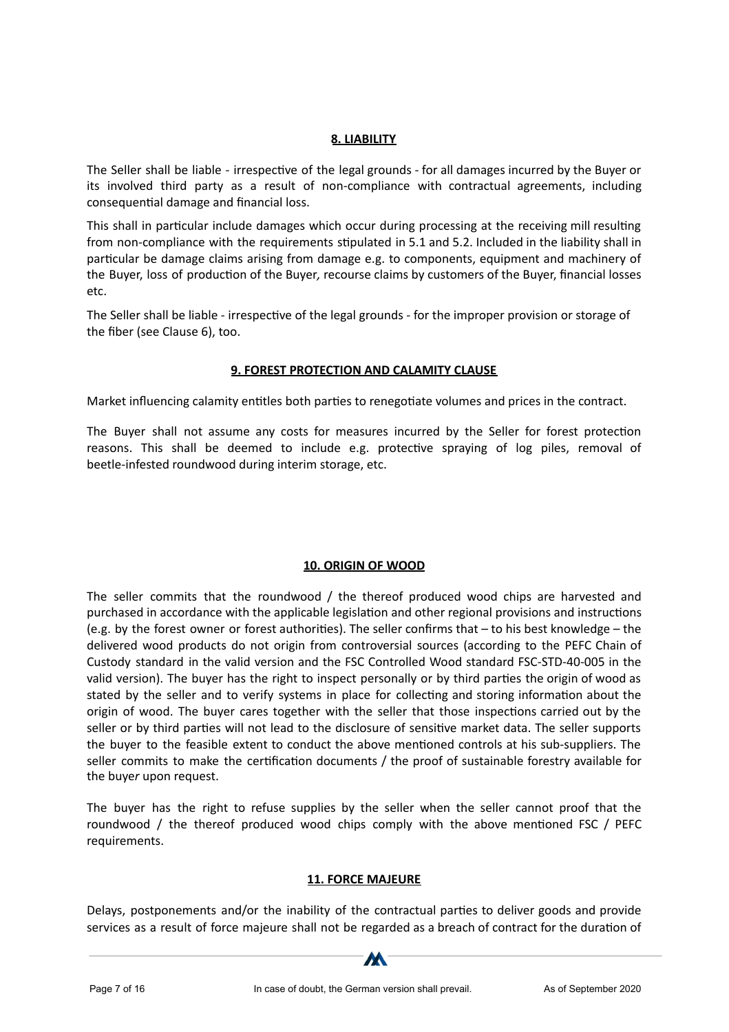## 8. LIABILITY

The Seller shall be liable - irrespective of the legal grounds - for all damages incurred by the Buyer or its involved third party as a result of non-compliance with contractual agreements, including consequential damage and financial loss.

This shall in particular include damages which occur during processing at the receiving mill resulting from non-compliance with the requirements stipulated in 5.1 and 5.2. Included in the liability shall in particular be damage claims arising from damage e.g. to components, equipment and machinery of the Buyer, loss of production of the Buyer, recourse claims by customers of the Buyer, financial losses etc.

The Seller shall be liable - irrespective of the legal grounds - for the improper provision or storage of the fiber (see Clause 6), too.

## 9. FOREST PROTECTION AND CALAMITY CLAUSE

Market influencing calamity entitles both parties to renegotiate volumes and prices in the contract.

The Buyer shall not assume any costs for measures incurred by the Seller for forest protection reasons. This shall be deemed to include e.g. protective spraying of log piles, removal of beetle-infested roundwood during interim storage, etc.

## 10. ORIGIN OF WOOD

The seller commits that the roundwood / the thereof produced wood chips are harvested and purchased in accordance with the applicable legislation and other regional provisions and instructions (e.g. by the forest owner or forest authorities). The seller confirms that – to his best knowledge – the delivered wood products do not origin from controversial sources (according to the PEFC Chain of Custody standard in the valid version and the FSC Controlled Wood standard FSC-STD-40-005 in the valid version). The buyer has the right to inspect personally or by third parties the origin of wood as stated by the seller and to verify systems in place for collecting and storing information about the origin of wood. The buyer cares together with the seller that those inspections carried out by the seller or by third parties will not lead to the disclosure of sensitive market data. The seller supports the buyer to the feasible extent to conduct the above mentioned controls at his sub-suppliers. The seller commits to make the certification documents / the proof of sustainable forestry available for the buyer upon request.

The buyer has the right to refuse supplies by the seller when the seller cannot proof that the roundwood / the thereof produced wood chips comply with the above mentioned FSC / PEFC requirements.

## 11. FORCE MAJEURE

Delays, postponements and/or the inability of the contractual parties to deliver goods and provide services as a result of force majeure shall not be regarded as a breach of contract for the duration of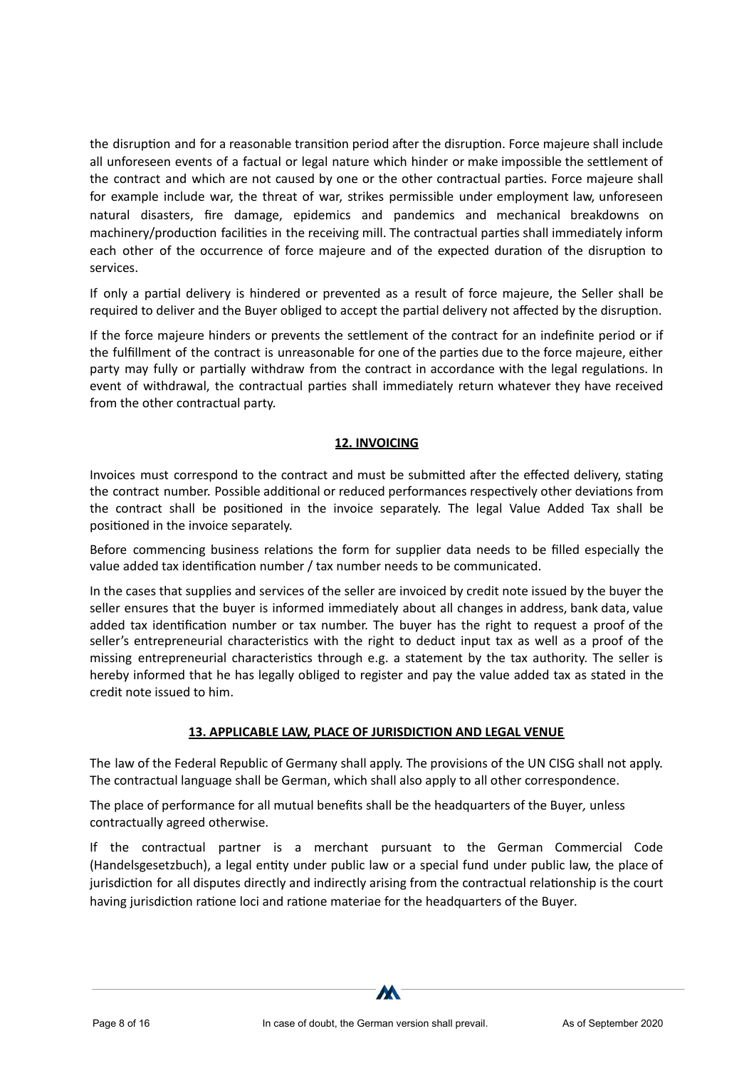the disruption and for a reasonable transition period after the disruption. Force majeure shall include all unforeseen events of a factual or legal nature which hinder or make impossible the settlement of the contract and which are not caused by one or the other contractual parties. Force majeure shall for example include war, the threat of war, strikes permissible under employment law, unforeseen natural disasters, fire damage, epidemics and pandemics and mechanical breakdowns on machinery/production facilities in the receiving mill. The contractual parties shall immediately inform each other of the occurrence of force majeure and of the expected duration of the disruption to services.

If only a partial delivery is hindered or prevented as a result of force majeure, the Seller shall be required to deliver and the Buyer obliged to accept the partial delivery not affected by the disruption.

If the force majeure hinders or prevents the settlement of the contract for an indefinite period or if the fulfillment of the contract is unreasonable for one of the parties due to the force majeure, either party may fully or partially withdraw from the contract in accordance with the legal regulations. In event of withdrawal, the contractual parties shall immediately return whatever they have received from the other contractual party.

## 12. INVOICING

Invoices must correspond to the contract and must be submitted after the effected delivery, stating the contract number. Possible additional or reduced performances respectively other deviations from the contract shall be positioned in the invoice separately. The legal Value Added Tax shall be positioned in the invoice separately.

Before commencing business relations the form for supplier data needs to be filled especially the value added tax identification number / tax number needs to be communicated.

In the cases that supplies and services of the seller are invoiced by credit note issued by the buyer the seller ensures that the buyer is informed immediately about all changes in address, bank data, value added tax identification number or tax number. The buyer has the right to request a proof of the seller's entrepreneurial characteristics with the right to deduct input tax as well as a proof of the missing entrepreneurial characteristics through e.g. a statement by the tax authority. The seller is hereby informed that he has legally obliged to register and pay the value added tax as stated in the credit note issued to him.

## 13. APPLICABLE LAW, PLACE OF JURISDICTION AND LEGAL VENUE

The law of the Federal Republic of Germany shall apply. The provisions of the UN CISG shall not apply. The contractual language shall be German, which shall also apply to all other correspondence.

The place of performance for all mutual benefits shall be the headquarters of the Buyer, unless contractually agreed otherwise.

If the contractual partner is a merchant pursuant to the German Commercial Code (Handelsgesetzbuch), a legal entity under public law or a special fund under public law, the place of jurisdiction for all disputes directly and indirectly arising from the contractual relationship is the court having jurisdiction ratione loci and ratione materiae for the headquarters of the Buyer.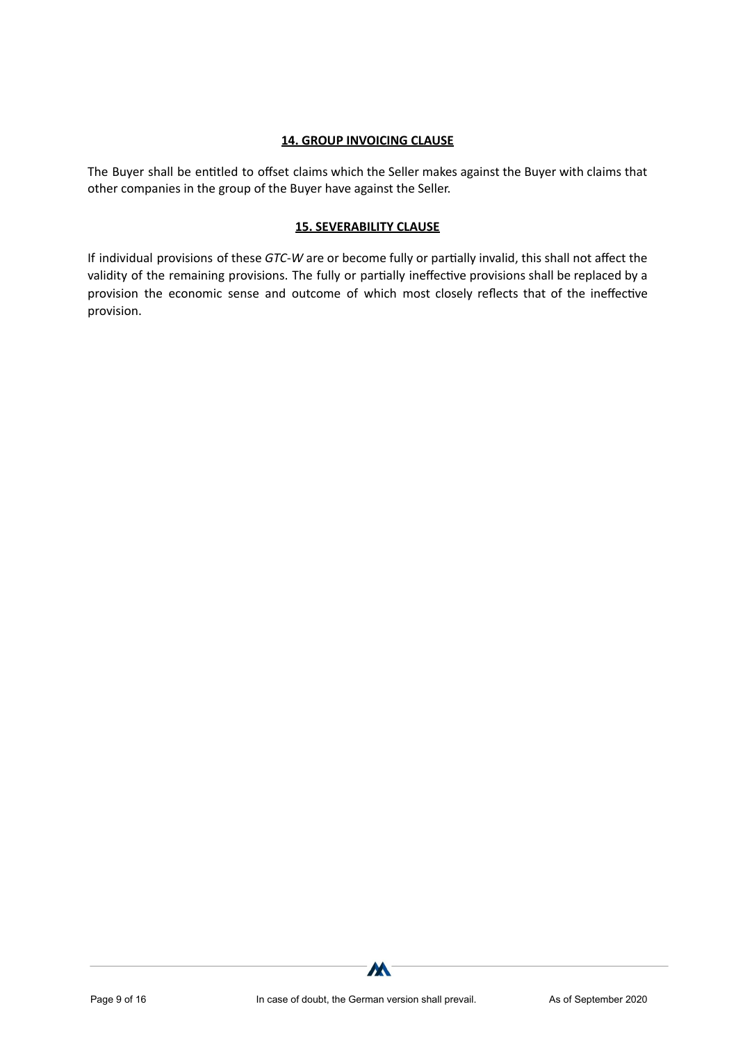## 14. GROUP INVOICING CLAUSE

The Buyer shall be entitled to offset claims which the Seller makes against the Buyer with claims that other companies in the group of the Buyer have against the Seller.

## 15. SEVERABILITY CLAUSE

If individual provisions of these *GTC-W* are or become fully or partially invalid, this shall not affect the validity of the remaining provisions. The fully or partially ineffective provisions shall be replaced by a provision the economic sense and outcome of which most closely reflects that of the ineffective provision.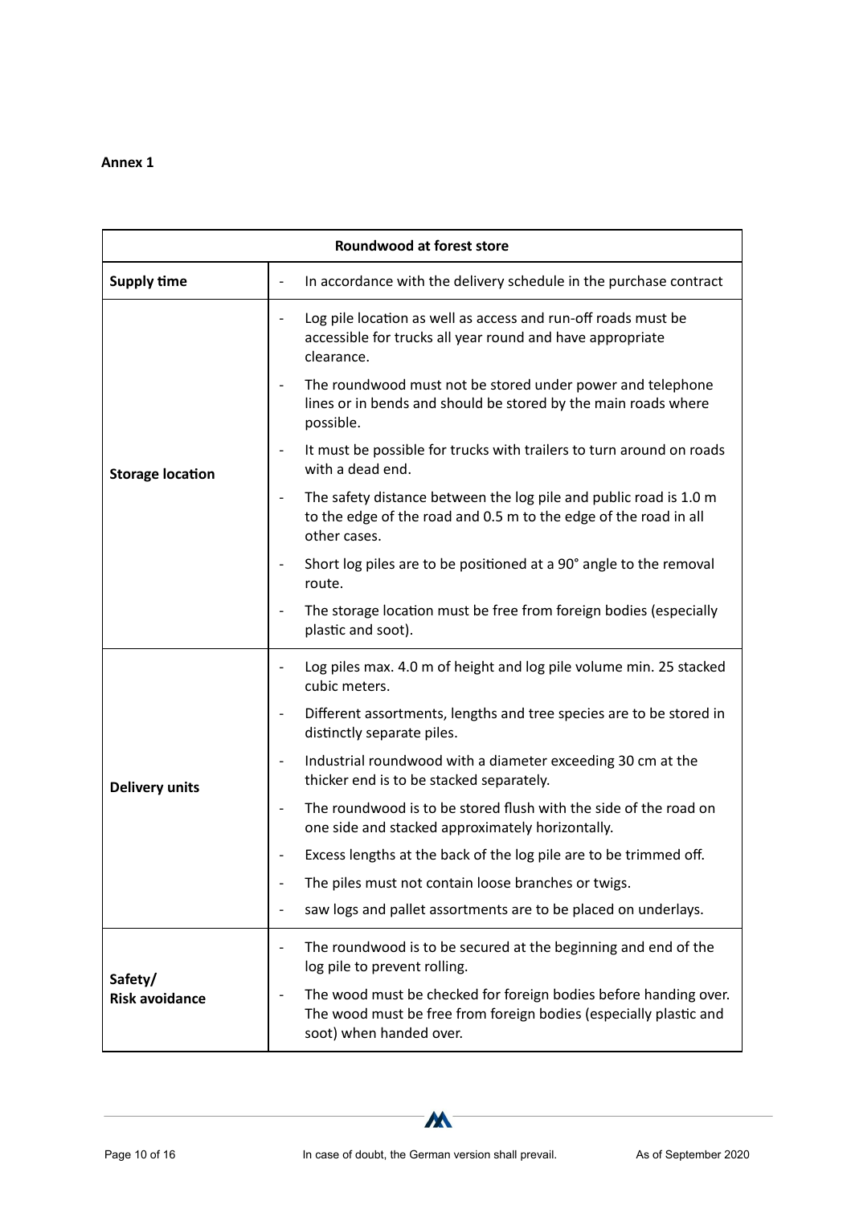**Annex 1**

| Roundwood at forest store | |
|---|---|
| **Supply time** | - In accordance with the delivery schedule in the purchase contract |
| **Storage location** | - Log pile location as well as access and run-off roads must be accessible for trucks all year round and have appropriate clearance.<br>- The roundwood must not be stored under power and telephone lines or in bends and should be stored by the main roads where possible.<br>- It must be possible for trucks with trailers to turn around on roads with a dead end.<br>- The safety distance between the log pile and public road is 1.0 m to the edge of the road and 0.5 m to the edge of the road in all other cases.<br>- Short log piles are to be positioned at a 90° angle to the removal route.<br>- The storage location must be free from foreign bodies (especially plastic and soot). |
| **Delivery units** | - Log piles max. 4.0 m of height and log pile volume min. 25 stacked cubic meters.<br>- Different assortments, lengths and tree species are to be stored in distinctly separate piles.<br>- Industrial roundwood with a diameter exceeding 30 cm at the thicker end is to be stacked separately.<br>- The roundwood is to be stored flush with the side of the road on one side and stacked approximately horizontally.<br>- Excess lengths at the back of the log pile are to be trimmed off.<br>- The piles must not contain loose branches or twigs.<br>- saw logs and pallet assortments are to be placed on underlays. |
| **Safety/ Risk avoidance** | - The roundwood is to be secured at the beginning and end of the log pile to prevent rolling.<br>- The wood must be checked for foreign bodies before handing over. The wood must be free from foreign bodies (especially plastic and soot) when handed over. |

In case of doubt, the German version shall prevail.

As of September 2020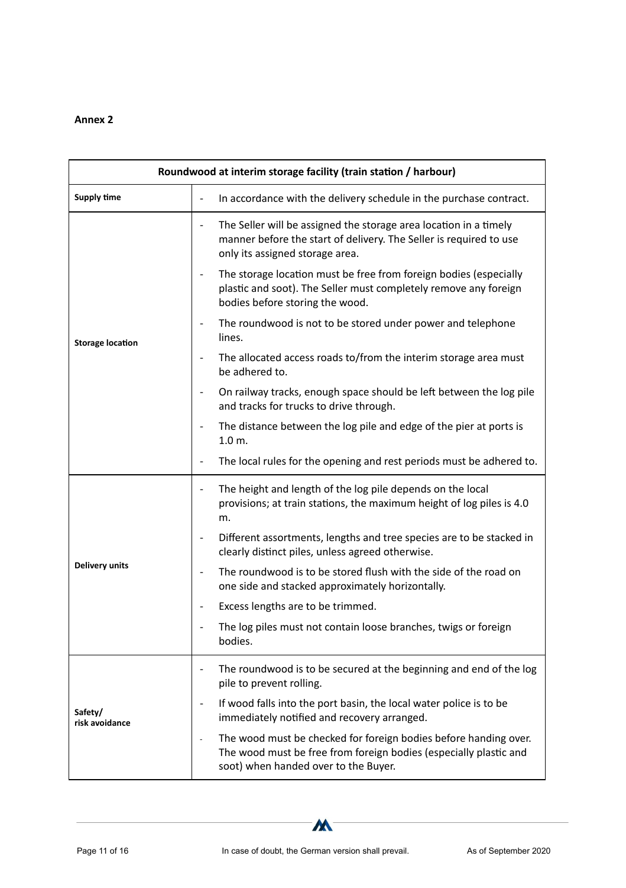**Annex 2**

| Roundwood at interim storage facility (train station / harbour) | |
|---|---|
| **Supply time** | - In accordance with the delivery schedule in the purchase contract. |
| **Storage location** | - The Seller will be assigned the storage area location in a timely manner before the start of delivery. The Seller is required to use only its assigned storage area.<br>- The storage location must be free from foreign bodies (especially plastic and soot). The Seller must completely remove any foreign bodies before storing the wood.<br>- The roundwood is not to be stored under power and telephone lines.<br>- The allocated access roads to/from the interim storage area must be adhered to.<br>- On railway tracks, enough space should be left between the log pile and tracks for trucks to drive through.<br>- The distance between the log pile and edge of the pier at ports is 1.0 m.<br>- The local rules for the opening and rest periods must be adhered to. |
| **Delivery units** | - The height and length of the log pile depends on the local provisions; at train stations, the maximum height of log piles is 4.0 m.<br>- Different assortments, lengths and tree species are to be stacked in clearly distinct piles, unless agreed otherwise.<br>- The roundwood is to be stored flush with the side of the road on one side and stacked approximately horizontally.<br>- Excess lengths are to be trimmed.<br>- The log piles must not contain loose branches, twigs or foreign bodies. |
| **Safety/ risk avoidance** | - The roundwood is to be secured at the beginning and end of the log pile to prevent rolling.<br>- If wood falls into the port basin, the local water police is to be immediately notified and recovery arranged.<br>- The wood must be checked for foreign bodies before handing over. The wood must be free from foreign bodies (especially plastic and soot) when handed over to the Buyer. |

In case of doubt, the German version shall prevail.

As of September 2020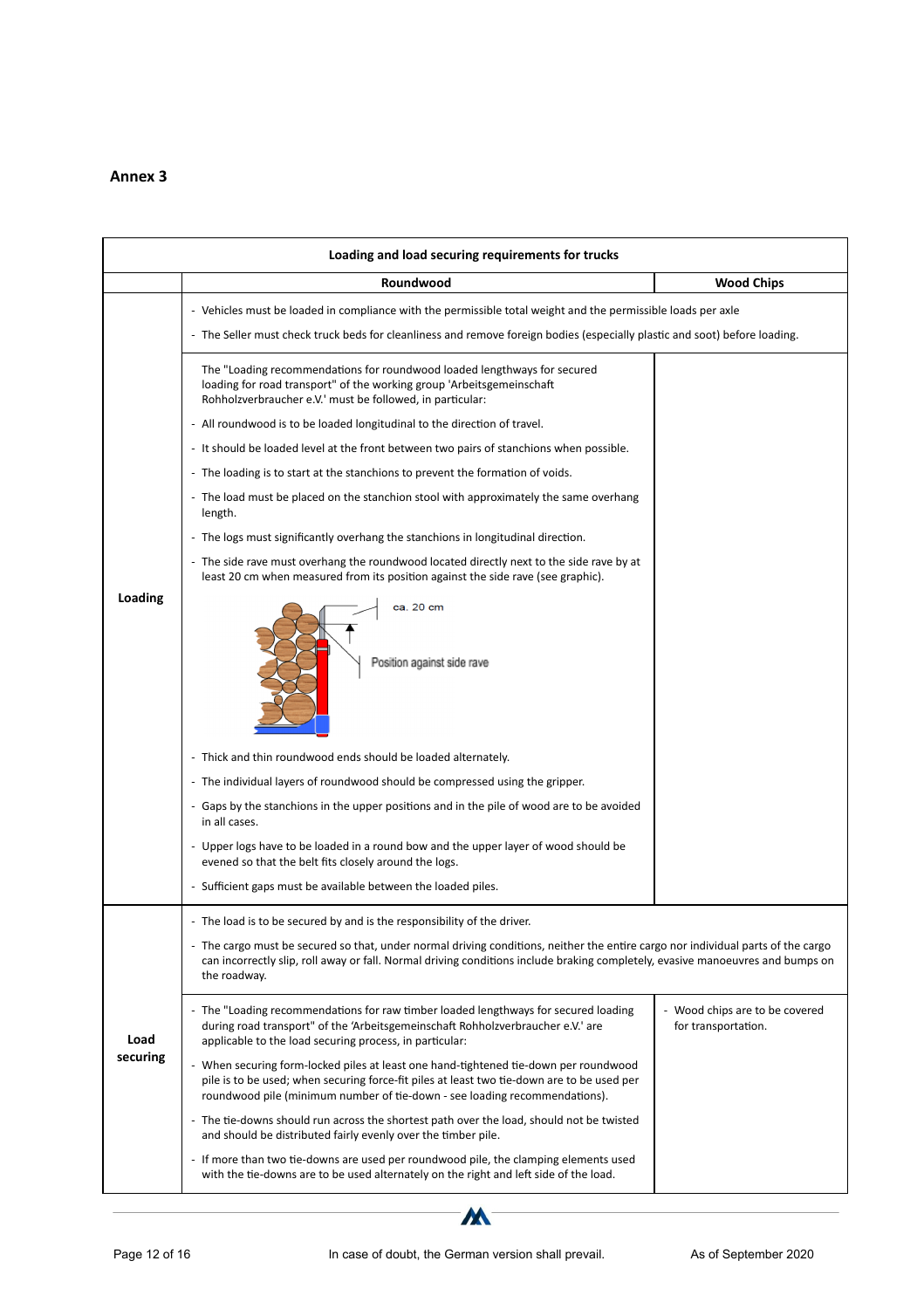## Annex 3

| Loading and load securing requirements for trucks | | |
|---|---|---|
| | **Roundwood** | **Wood Chips** |
| **Loading** | - Vehicles must be loaded in compliance with the permissible total weight and the permissible loads per axle<br>- The Seller must check truck beds for cleanliness and remove foreign bodies (especially plastic and soot) before loading. | |
| | The "Loading recommendations for roundwood loaded lengthways for secured loading for road transport" of the working group 'Arbeitsgemeinschaft Rohholzverbraucher e.V.' must be followed, in particular:<br>- All roundwood is to be loaded longitudinal to the direction of travel.<br>- It should be loaded level at the front between two pairs of stanchions when possible.<br>- The loading is to start at the stanchions to prevent the formation of voids.<br>- The load must be placed on the stanchion stool with approximately the same overhang length.<br>- The logs must significantly overhang the stanchions in longitudinal direction.<br>- The side rave must overhang the roundwood located directly next to the side rave by at least 20 cm when measured from its position against the side rave (see graphic).<br>ca. 20 cm<br>Position against side rave<br>- Thick and thin roundwood ends should be loaded alternately.<br>- The individual layers of roundwood should be compressed using the gripper.<br>- Gaps by the stanchions in the upper positions and in the pile of wood are to be avoided in all cases.<br>- Upper logs have to be loaded in a round bow and the upper layer of wood should be evened so that the belt fits closely around the logs.<br>- Sufficient gaps must be available between the loaded piles. | |
| **Load securing** | - The load is to be secured by and is the responsibility of the driver.<br>- The cargo must be secured so that, under normal driving conditions, neither the entire cargo nor individual parts of the cargo can incorrectly slip, roll away or fall. Normal driving conditions include braking completely, evasive manoeuvres and bumps on the roadway. | |
| | - The "Loading recommendations for raw timber loaded lengthways for secured loading during road transport" of the 'Arbeitsgemeinschaft Rohholzverbraucher e.V.' are applicable to the load securing process, in particular:<br>- When securing form-locked piles at least one hand-tightened tie-down per roundwood pile is to be used; when securing force-fit piles at least two tie-down are to be used per roundwood pile (minimum number of tie-down - see loading recommendations).<br>- The tie-downs should run across the shortest path over the load, should not be twisted and should be distributed fairly evenly over the timber pile.<br>- If more than two tie-downs are used per roundwood pile, the clamping elements used with the tie-downs are to be used alternately on the right and left side of the load. | - Wood chips are to be covered for transportation. |

In case of doubt, the German version shall prevail.

As of September 2020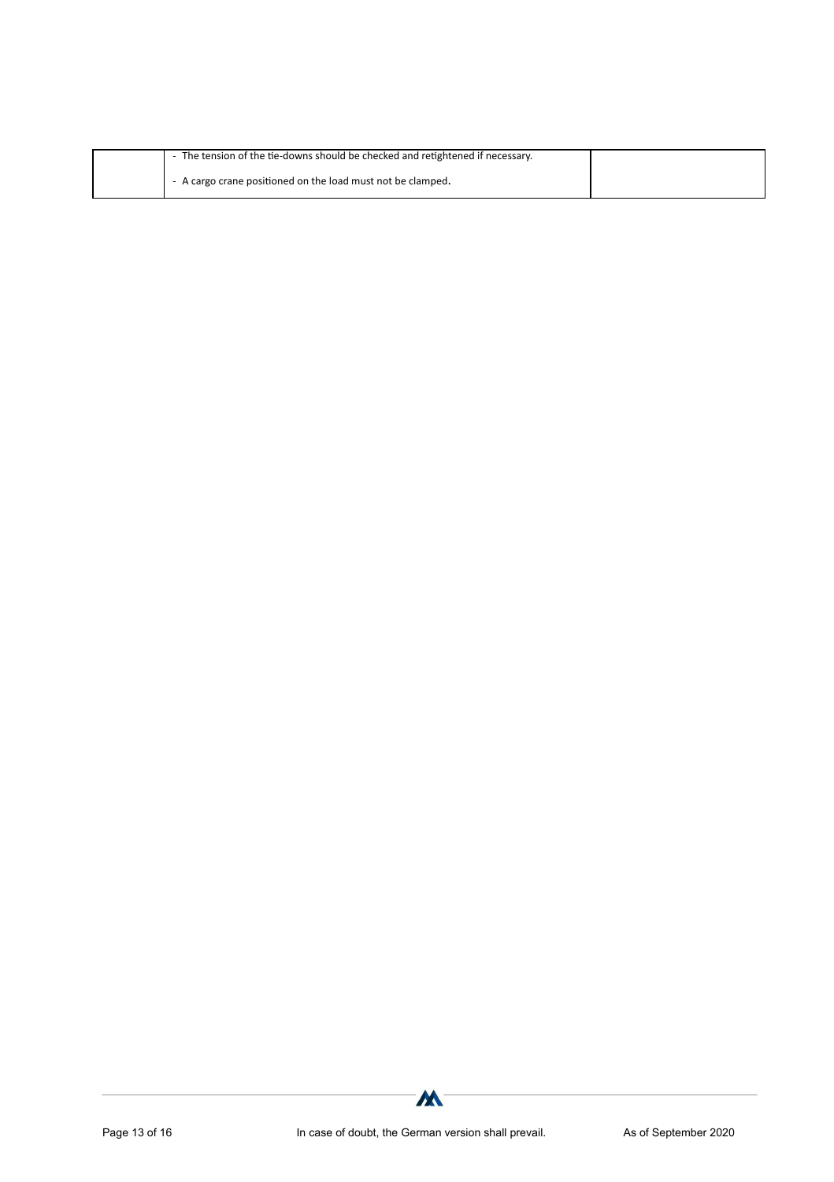|  |  |  |
|---|---|---|
|  | - The tension of the tie-downs should be checked and retightened if necessary.<br><br>- A cargo crane positioned on the load must not be clamped. |  |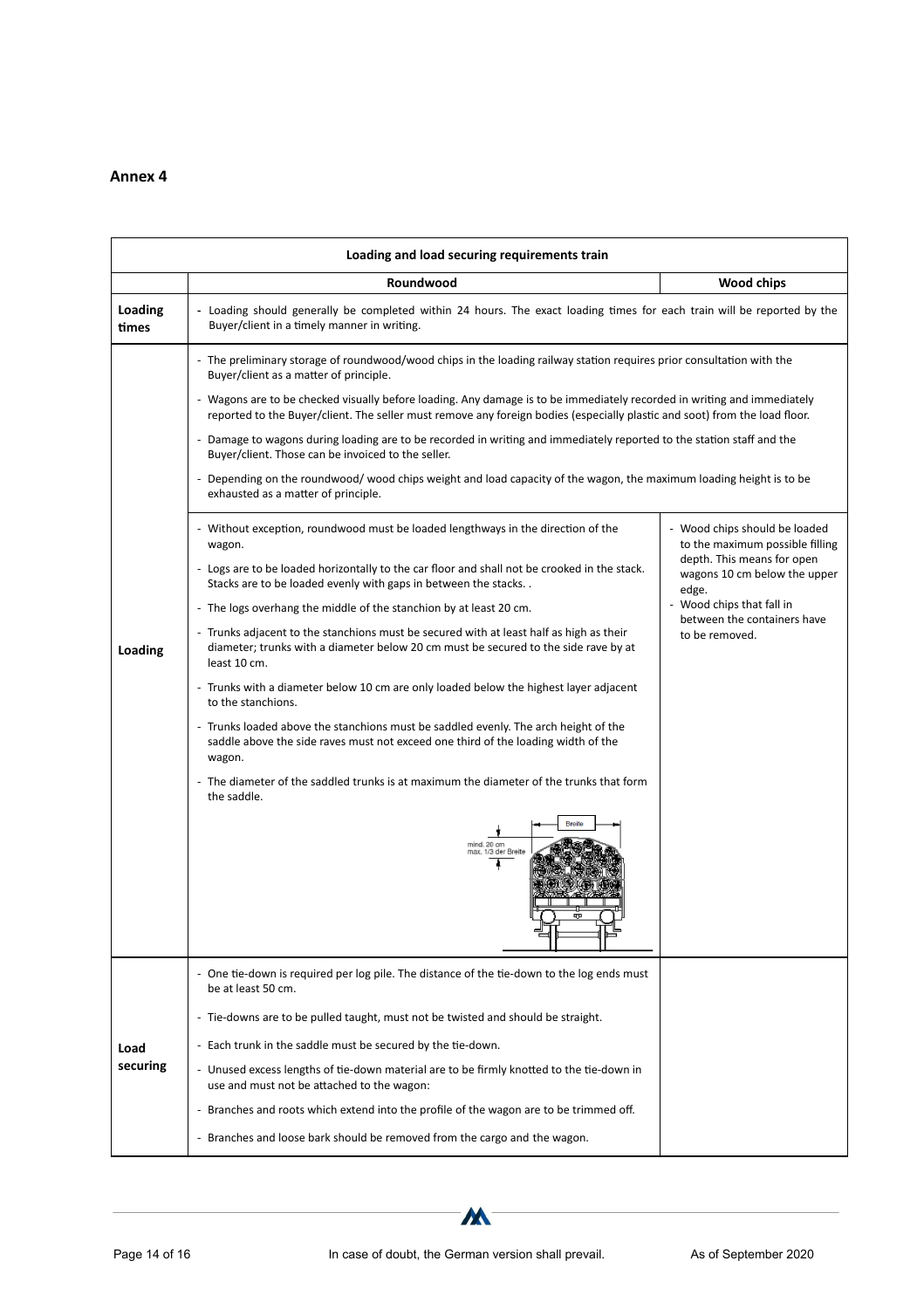## Annex 4

| Loading and load securing requirements train | | |
|---|---|---|
| | **Roundwood** | **Wood chips** |
| **Loading times** | - Loading should generally be completed within 24 hours. The exact loading times for each train will be reported by the Buyer/client in a timely manner in writing. | |
| **Loading** | - The preliminary storage of roundwood/wood chips in the loading railway station requires prior consultation with the Buyer/client as a matter of principle.<br>- Wagons are to be checked visually before loading. Any damage is to be immediately recorded in writing and immediately reported to the Buyer/client. The seller must remove any foreign bodies (especially plastic and soot) from the load floor.<br>- Damage to wagons during loading are to be recorded in writing and immediately reported to the station staff and the Buyer/client. Those can be invoiced to the seller.<br>- Depending on the roundwood/ wood chips weight and load capacity of the wagon, the maximum loading height is to be exhausted as a matter of principle. | |
| | - Without exception, roundwood must be loaded lengthways in the direction of the wagon.<br>- Logs are to be loaded horizontally to the car floor and shall not be crooked in the stack. Stacks are to be loaded evenly with gaps in between the stacks. .<br>- The logs overhang the middle of the stanchion by at least 20 cm.<br>- Trunks adjacent to the stanchions must be secured with at least half as high as their diameter; trunks with a diameter below 20 cm must be secured to the side rave by at least 10 cm.<br>- Trunks with a diameter below 10 cm are only loaded below the highest layer adjacent to the stanchions.<br>- Trunks loaded above the stanchions must be saddled evenly. The arch height of the saddle above the side raves must not exceed one third of the loading width of the wagon.<br>- The diameter of the saddled trunks is at maximum the diameter of the trunks that form the saddle.<br>Breite<br>mind. 20 cm<br>max. 1/3 der Breite | - Wood chips should be loaded to the maximum possible filling depth. This means for open wagons 10 cm below the upper edge.<br>- Wood chips that fall in between the containers have to be removed. |
| **Load securing** | - One tie-down is required per log pile. The distance of the tie-down to the log ends must be at least 50 cm.<br>- Tie-downs are to be pulled taught, must not be twisted and should be straight.<br>- Each trunk in the saddle must be secured by the tie-down.<br>- Unused excess lengths of tie-down material are to be firmly knotted to the tie-down in use and must not be attached to the wagon:<br>- Branches and roots which extend into the profile of the wagon are to be trimmed off.<br>- Branches and loose bark should be removed from the cargo and the wagon. | |

In case of doubt, the German version shall prevail. As of September 2020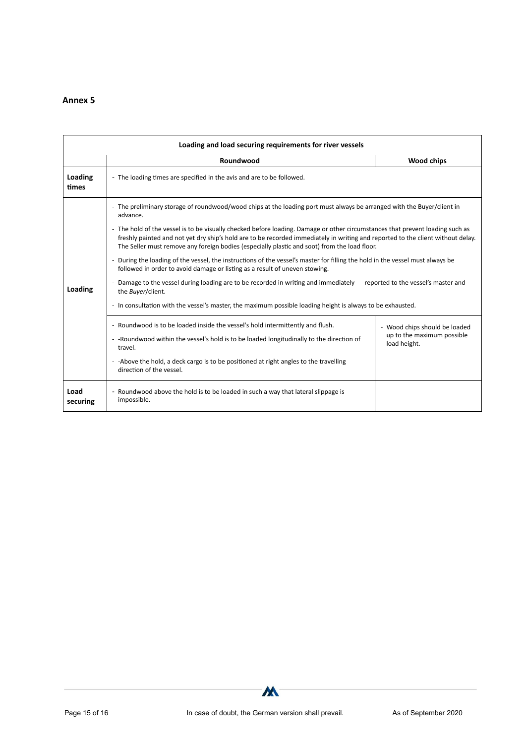## Annex 5

| Loading and load securing requirements for river vessels | | |
|---|---|---|
| | **Roundwood** | **Wood chips** |
| **Loading times** | - The loading times are specified in the avis and are to be followed. | |
| **Loading** | - The preliminary storage of roundwood/wood chips at the loading port must always be arranged with the Buyer/client in advance.<br>- The hold of the vessel is to be visually checked before loading. Damage or other circumstances that prevent loading such as freshly painted and not yet dry ship's hold are to be recorded immediately in writing and reported to the client without delay. The Seller must remove any foreign bodies (especially plastic and soot) from the load floor.<br>- During the loading of the vessel, the instructions of the vessel's master for filling the hold in the vessel must always be followed in order to avoid damage or listing as a result of uneven stowing.<br>- Damage to the vessel during loading are to be recorded in writing and immediately reported to the vessel's master and the *Buyer*/client.<br>- In consultation with the vessel's master, the maximum possible loading height is always to be exhausted. | |
| | - Roundwood is to be loaded inside the vessel's hold intermittently and flush.<br>- -Roundwood within the vessel's hold is to be loaded longitudinally to the direction of travel.<br>- -Above the hold, a deck cargo is to be positioned at right angles to the travelling direction of the vessel. | - Wood chips should be loaded up to the maximum possible load height. |
| **Load securing** | - Roundwood above the hold is to be loaded in such a way that lateral slippage is impossible. | |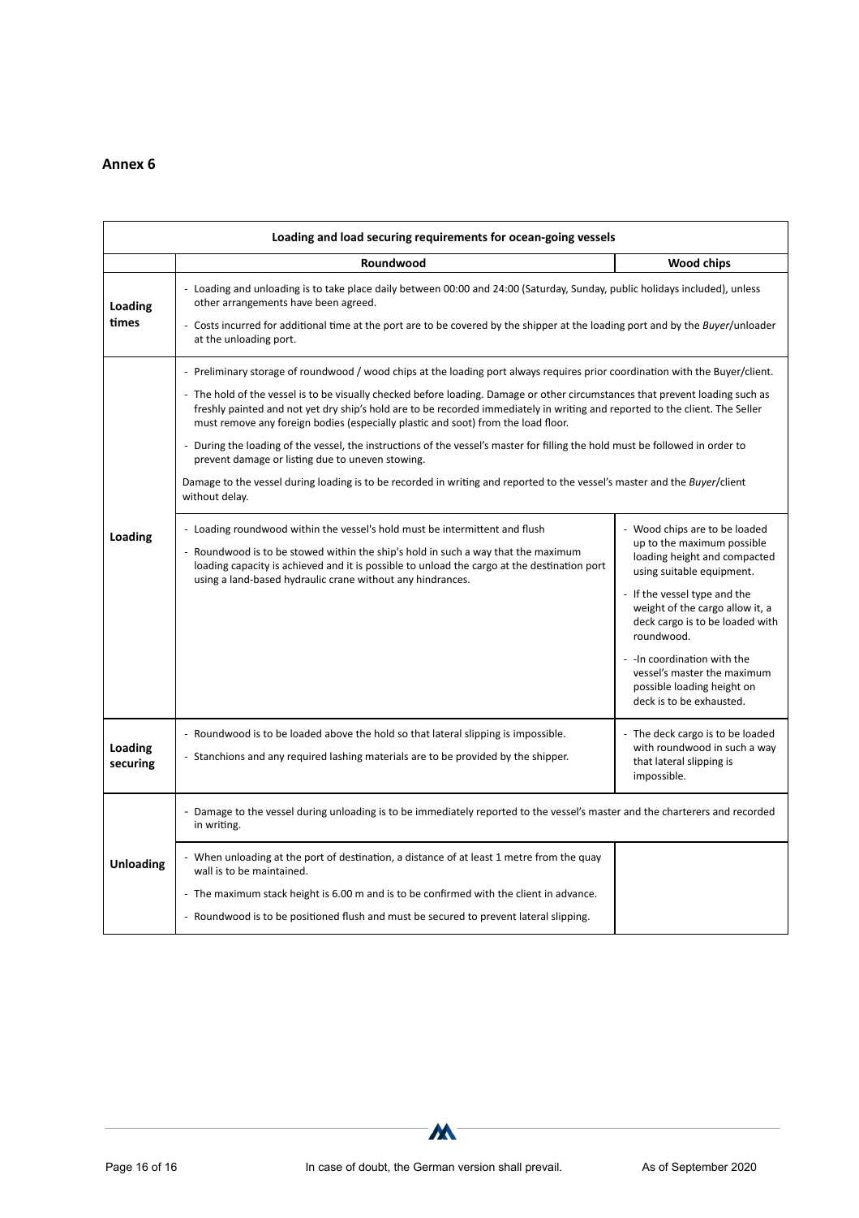## Annex 6

| Loading and load securing requirements for ocean-going vessels | | |
|---|---|---|
| | **Roundwood** | **Wood chips** |
| **Loading times** | - Loading and unloading is to take place daily between 00:00 and 24:00 (Saturday, Sunday, public holidays included), unless other arrangements have been agreed.<br>- Costs incurred for additional time at the port are to be covered by the shipper at the loading port and by the *Buyer*/unloader at the unloading port. | |
| **Loading** | - Preliminary storage of roundwood / wood chips at the loading port always requires prior coordination with the Buyer/client.<br>- The hold of the vessel is to be visually checked before loading. Damage or other circumstances that prevent loading such as freshly painted and not yet dry ship's hold are to be recorded immediately in writing and reported to the client. The Seller must remove any foreign bodies (especially plastic and soot) from the load floor.<br>- During the loading of the vessel, the instructions of the vessel's master for filling the hold must be followed in order to prevent damage or listing due to uneven stowing.<br>Damage to the vessel during loading is to be recorded in writing and reported to the vessel's master and the *Buyer*/client without delay. | |
| | - Loading roundwood within the vessel's hold must be intermittent and flush<br>- Roundwood is to be stowed within the ship's hold in such a way that the maximum loading capacity is achieved and it is possible to unload the cargo at the destination port using a land-based hydraulic crane without any hindrances. | - Wood chips are to be loaded up to the maximum possible loading height and compacted using suitable equipment.<br>- If the vessel type and the weight of the cargo allow it, a deck cargo is to be loaded with roundwood.<br>- -In coordination with the vessel's master the maximum possible loading height on deck is to be exhausted. |
| **Loading securing** | - Roundwood is to be loaded above the hold so that lateral slipping is impossible.<br>- Stanchions and any required lashing materials are to be provided by the shipper. | - The deck cargo is to be loaded with roundwood in such a way that lateral slipping is impossible. |
| **Unloading** | - Damage to the vessel during unloading is to be immediately reported to the vessel's master and the charterers and recorded in writing. | |
| | - When unloading at the port of destination, a distance of at least 1 metre from the quay wall is to be maintained.<br>- The maximum stack height is 6.00 m and is to be confirmed with the client in advance.<br>- Roundwood is to be positioned flush and must be secured to prevent lateral slipping. | |

In case of doubt, the German version shall prevail.

As of September 2020